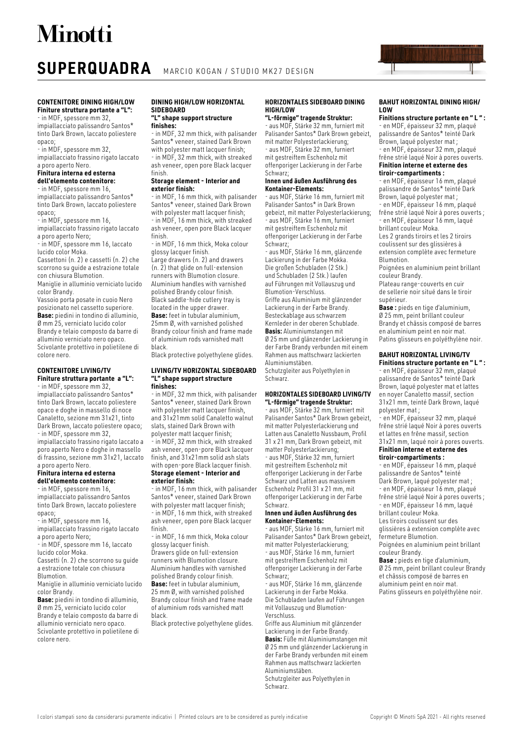# Minotti

## SUPERQUADRA MARCIO KOGAN / STUDIO MK27 DESIGN

**CONTENITORE DINING HIGH/LOW**
**Finiture struttura portante a "L":**
- in MDF, spessore mm 32, impiallacciato palissandro Santos* tinto Dark Brown, laccato poliestere opaco;
- in MDF, spessore mm 32, impiallacciato frassino rigato laccato a poro aperto Nero.

**Finitura interna ed esterna dell'elemento contenitore:**
- in MDF, spessore mm 16, impiallacciato palissandro Santos* tinto Dark Brown, laccato poliestere opaco;
- in MDF, spessore mm 16, impiallacciato frassino rigato laccato a poro aperto Nero;
- in MDF, spessore mm 16, laccato lucido color Moka.

Cassettoni (n. 2) e cassetti (n. 2) che scorrono su guide a estrazione totale con chiusura Blumotion.
Maniglie in alluminio verniciato lucido color Brandy.
Vassoio porta posate in cuoio Nero posizionato nel cassetto superiore.
**Base:** piedini in tondino di alluminio, Ø mm 25, verniciato lucido color Brandy e telaio composto da barre di alluminio verniciato nero opaco.
Scivolante protettivo in polietilene di colore nero.

**CONTENITORE LIVING/TV**
**Finiture struttura portante a "L":**
- in MDF, spessore mm 32, impiallacciato palissandro Santos* tinto Dark Brown, laccato poliestere opaco e doghe in massello di noce Canaletto, sezione mm 31x21, tinto Dark Brown, laccato poliestere opaco;
- in MDF, spessore mm 32, impiallacciato frassino rigato laccato a poro aperto Nero e doghe in massello di frassino, sezione mm 31x21, laccato a poro aperto Nero.

**Finitura interna ed esterna dell'elemento contenitore:**
- in MDF, spessore mm 16, impiallacciato palissandro Santos tinto Dark Brown, laccato poliestere opaco;
- in MDF, spessore mm 16, impiallacciato frassino rigato laccato a poro aperto Nero;
- in MDF, spessore mm 16, laccato lucido color Moka.

Cassetti (n. 2) che scorrono su guide a estrazione totale con chiusura Blumotion.
Maniglie in alluminio verniciato lucido color Brandy.
**Base:** piedini in tondino di alluminio, Ø mm 25, verniciato lucido color Brandy e telaio composto da barre di alluminio verniciato nero opaco.
Scivolante protettivo in polietilene di colore nero.

**DINING HIGH/LOW HORIZONTAL SIDEBOARD**
**"L" shape support structure finishes:**
- in MDF, 32 mm thick, with palisander Santos* veneer, stained Dark Brown with polyester matt lacquer finish;
- in MDF, 32 mm thick, with streaked ash veneer, open pore Black lacquer finish.

**Storage element - Interior and exterior finish:**
- in MDF, 16 mm thick, with palisander Santos* veneer, stained Dark Brown with polyester matt lacquer finish;
- in MDF, 16 mm thick, with streaked ash veneer, open pore Black lacquer finish.
- in MDF, 16 mm thick, Moka colour glossy lacquer finish.

Large drawers (n. 2) and drawers (n. 2) that glide on full-extension runners with Blumotion closure.
Aluminium handles with varnished polished Brandy colour finish.
Black saddle-hide cutlery tray is located in the upper drawer.
**Base:** feet in tubular aluminium, 25mm Ø, with varnished polished Brandy colour finish and frame made of aluminium rods varnished matt black.
Black protective polyethylene glides.

**LIVING/TV HORIZONTAL SIDEBOARD**
**"L" shape support structure finishes:**
- in MDF, 32 mm thick, with palisander Santos* veneer, stained Dark Brown with polyester matt lacquer finish, and 31x21mm solid Canaletto walnut slats, stained Dark Brown with polyester matt lacquer finish;
- in MDF, 32 mm thick, with streaked ash veneer, open-pore Black lacquer finish, and 31x21mm solid ash slats with open-pore Black lacquer finish.

**Storage element - Interior and exterior finish:**
- in MDF, 16 mm thick, with palisander Santos* veneer, stained Dark Brown with polyester matt lacquer finish;
- in MDF, 16 mm thick, with streaked ash veneer, open pore Black lacquer finish.
- in MDF, 16 mm thick, Moka colour glossy lacquer finish.

Drawers glide on full-extension runners with Blumotion closure.
Aluminium handles with varnished polished Brandy colour finish.
**Base:** feet in tubular aluminium, 25 mm Ø, with varnished polished Brandy colour finish and frame made of aluminium rods varnished matt black.
Black protective polyethylene glides.

**HORIZONTALES SIDEBOARD DINING HIGH/LOW**
**"L-förmige" tragende Struktur:**
- aus MDF, Stärke 32 mm, furniert mit Palisander Santos* Dark Brown gebeizt, mit matter Polyesterlackierung;
- aus MDF, Stärke 32 mm, furniert mit gestreiftem Eschenholz mit offenporiger Lackierung in der Farbe Schwarz;

**Innen und äußen Ausführung des Kontainer-Elements:**
- aus MDF, Stärke 16 mm, furniert mit Palisander Santos* in Dark Brown gebeizt, mit matter Polyesterlackierung;
- aus MDF, Stärke 16 mm, furniert mit gestreiftem Eschenholz mit offenporiger Lackierung in der Farbe Schwarz;
- aus MDF, Stärke 16 mm, glänzende Lackierung in der Farbe Mokka.

Die großen Schubladen (2 Stk.) und Schubladen (2 Stk.) laufen auf Führungen mit Vollauszug und Blumotion-Verschluss.
Griffe aus Aluminium mit glänzender Lackierung in der Farbe Brandy.
Besteckablage aus schwarzem Kernleder in der oberen Schublade.
**Basis:** Aluminiumstangen mit Ø 25 mm und glänzender Lackierung in der Farbe Brandy verbunden mit einem Rahmen aus mattschwarz lackierten Aluminiumstäben.
Schutzgleiter aus Polyethylen in Schwarz.

**HORIZONTALES SIDEBOARD LIVING/TV**
**"L-förmige" tragende Struktur:**
- aus MDF, Stärke 32 mm, furniert mit Palisander Santos* Dark Brown gebeizt, mit matter Polyesterlackierung und Latten aus Canaletto Nussbaum, Profil 31 x 21 mm, Dark Brown gebeizt, mit matter Polyesterlackierung;
- aus MDF, Stärke 32 mm, furniert mit gestreiftem Eschenholz mit offenporiger Lackierung in der Farbe Schwarz und Latten aus massivem Eschenholz Profil 31 x 21 mm, mit offenporiger Lackierung in der Farbe Schwarz.

**Innen und äußen Ausführung des Kontainer-Elements:**
- aus MDF, Stärke 16 mm, furniert mit Palisander Santos* Dark Brown gebeizt, mit matter Polyesterlackierung;
- aus MDF, Stärke 16 mm, furniert mit gestreiftem Eschenholz mit offenporiger Lackierung in der Farbe Schwarz;
- aus MDF, Stärke 16 mm, glänzende Lackierung in der Farbe Mokka.

Die Schubladen laufen auf Führungen mit Vollauszug und Blumotion-Verschluss.
Griffe aus Aluminium mit glänzender Lackierung in der Farbe Brandy.
**Basis:** Füße mit Aluminiumstangen mit Ø 25 mm und glänzender Lackierung in der Farbe Brandy verbunden mit einem Rahmen aus mattschwarz lackierten Aluminiumstäben.
Schutzgleiter aus Polyethylen in Schwarz.

**BAHUT HORIZONTAL DINING HIGH/LOW**
**Finitions structure portante en " L " :**
- en MDF, épaisseur 32 mm, plaqué palissandre de Santos* teinté Dark Brown, laqué polyester mat ;
- en MDF, épaisseur 32 mm, plaqué frêne strié laqué Noir à pores ouverts.

**Finition interne et externe des tiroir-compartiments :**
- en MDF, épaisseur 16 mm, plaqué palissandre de Santos* teinté Dark Brown, laqué polyester mat ;
- en MDF, épaisseur 16 mm, plaqué frêne strié laqué Noir à pores ouverts ;
- en MDF, épaisseur 16 mm, laqué brillant couleur Moka.

Les 2 grands tiroirs et les 2 tiroirs coulissent sur des glissières à extension complète avec fermeture Blumotion.
Poignées en aluminium peint brillant couleur Brandy.
Plateau range-couverts en cuir de sellerie noir situé dans le tiroir supérieur.
**Base :** pieds en tige d'aluminium, Ø 25 mm, peint brillant couleur Brandy et châssis composé de barres en aluminium peint en noir mat.
Patins glisseurs en polyéthylène noir.

**BAHUT HORIZONTAL LIVING/TV**
**Finitions structure portante en " L " :**
- en MDF, épaisseur 32 mm, plaqué palissandre de Santos* teinté Dark Brown, laqué polyester mat et lattes en noyer Canaletto massif, section 31x21 mm, teinté Dark Brown, laqué polyester mat ;
- en MDF, épaisseur 32 mm, plaqué frêne strié laqué Noir à pores ouverts et lattes en frêne massif, section 31x21 mm, laqué noir à pores ouverts.

**Finition interne et externe des tiroir-compartiments :**
- en MDF, épaisseur 16 mm, plaqué palissandre de Santos* teinté Dark Brown, laqué polyester mat ;
- en MDF, épaisseur 16 mm, plaqué frêne strié laqué Noir à pores ouverts ;
- en MDF, épaisseur 16 mm, laqué brillant couleur Moka.

Les tiroirs coulissent sur des glissières à extension complète avec fermeture Blumotion.
Poignées en aluminium peint brillant couleur Brandy.
**Base :** pieds en tige d'aluminium, Ø 25 mm, peint brillant couleur Brandy et châssis composé de barres en aluminium peint en noir mat.
Patins glisseurs en polyéthylène noir.

I colori stampati sono da considerarsi puramente indicativi | Printed colours are to be considered as purely indicative    Copyright © Minotti SpA 2021 - All rights reserved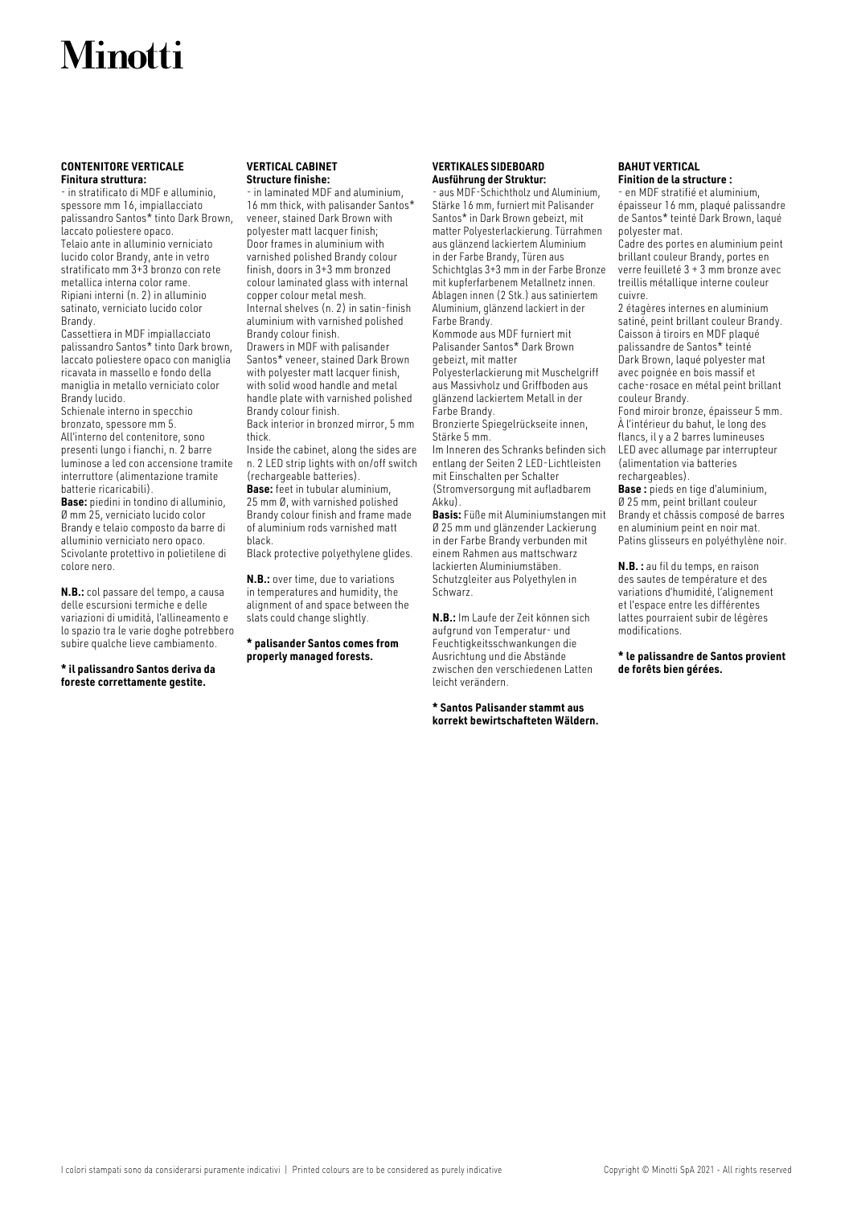# Minotti

#### CONTENITORE VERTICALE

**Finitura struttura:**

- in stratificato di MDF e alluminio, spessore mm 16, impiallacciato palissandro Santos* tinto Dark Brown, laccato poliestere opaco.

Telaio ante in alluminio verniciato lucido color Brandy, ante in vetro stratificato mm 3+3 bronzo con rete metallica interna color rame.

Ripiani interni (n. 2) in alluminio satinato, verniciato lucido color Brandy.

Cassettiera in MDF impiallacciato palissandro Santos* tinto Dark brown, laccato poliestere opaco con maniglia ricavata in massello e fondo della maniglia in metallo verniciato color Brandy lucido.

Schienale interno in specchio bronzato, spessore mm 5.

All'interno del contenitore, sono presenti lungo i fianchi, n. 2 barre luminose a led con accensione tramite interruttore (alimentazione tramite batterie ricaricabili).

**Base:** piedini in tondino di alluminio, Ø mm 25, verniciato lucido color Brandy e telaio composto da barre di alluminio verniciato nero opaco. Scivolante protettivo in polietilene di colore nero.

**N.B.:** col passare del tempo, a causa delle escursioni termiche e delle variazioni di umidità, l'allineamento e lo spazio tra le varie doghe potrebbero subire qualche lieve cambiamento.

**\* il palissandro Santos deriva da foreste correttamente gestite.**

#### VERTICAL CABINET

**Structure finishe:**

- in laminated MDF and aluminium, 16 mm thick, with palisander Santos* veneer, stained Dark Brown with polyester matt lacquer finish;

Door frames in aluminium with varnished polished Brandy colour finish, doors in 3+3 mm bronzed colour laminated glass with internal copper colour metal mesh.

Internal shelves (n. 2) in satin-finish aluminium with varnished polished Brandy colour finish.

Drawers in MDF with palisander Santos* veneer, stained Dark Brown with polyester matt lacquer finish, with solid wood handle and metal handle plate with varnished polished Brandy colour finish.

Back interior in bronzed mirror, 5 mm thick.

Inside the cabinet, along the sides are n. 2 LED strip lights with on/off switch (rechargeable batteries).

**Base:** feet in tubular aluminium, 25 mm Ø, with varnished polished Brandy colour finish and frame made of aluminium rods varnished matt black.

Black protective polyethylene glides.

**N.B.:** over time, due to variations in temperatures and humidity, the alignment of and space between the slats could change slightly.

**\* palisander Santos comes from properly managed forests.**

#### VERTIKALES SIDEBOARD

**Ausführung der Struktur:**

- aus MDF-Schichtholz und Aluminium, Stärke 16 mm, furniert mit Palisander Santos* in Dark Brown gebeizt, mit matter Polyesterlackierung. Türrahmen aus glänzend lackiertem Aluminium in der Farbe Brandy, Türen aus Schichtglas 3+3 mm in der Farbe Bronze mit kupferfarbenem Metallnetz innen.

Ablagen innen (2 Stk.) aus satiniertem Aluminium, glänzend lackiert in der Farbe Brandy.

Kommode aus MDF furniert mit Palisander Santos* Dark Brown gebeizt, mit matter Polyesterlackierung mit Muschelgriff aus Massivholz und Griffboden aus glänzend lackiertem Metall in der Farbe Brandy.

Bronzierte Spiegelrückseite innen, Stärke 5 mm.

Im Inneren des Schranks befinden sich entlang der Seiten 2 LED-Lichtleisten mit Einschalten per Schalter (Stromversorgung mit aufladbarem Akku).

**Basis:** Füße mit Aluminiumstangen mit Ø 25 mm und glänzender Lackierung in der Farbe Brandy verbunden mit einem Rahmen aus mattschwarz lackierten Aluminiumstäben. Schutzgleiter aus Polyethylen in Schwarz.

**N.B.:** Im Laufe der Zeit können sich aufgrund von Temperatur- und Feuchtigkeitsschwankungen die Ausrichtung und die Abstände zwischen den verschiedenen Latten leicht verändern.

**\* Santos Palisander stammt aus korrekt bewirtschafteten Wäldern.**

#### BAHUT VERTICAL

**Finition de la structure :**

- en MDF stratifié et aluminium, épaisseur 16 mm, plaqué palissandre de Santos* teinté Dark Brown, laqué polyester mat.

Cadre des portes en aluminium peint brillant couleur Brandy, portes en verre feuilleté 3 + 3 mm bronze avec treillis métallique interne couleur cuivre.

2 étagères internes en aluminium satiné, peint brillant couleur Brandy. Caisson à tiroirs en MDF plaqué palissandre de Santos* teinté Dark Brown, laqué polyester mat avec poignée en bois massif et cache-rosace en métal peint brillant couleur Brandy.

Fond miroir bronze, épaisseur 5 mm. À l'intérieur du bahut, le long des flancs, il y a 2 barres lumineuses LED avec allumage par interrupteur (alimentation via batteries rechargeables).

**Base :** pieds en tige d'aluminium, Ø 25 mm, peint brillant couleur Brandy et châssis composé de barres en aluminium peint en noir mat. Patins glisseurs en polyéthylène noir.

**N.B. :** au fil du temps, en raison des sautes de température et des variations d'humidité, l'alignement et l'espace entre les différentes lattes pourraient subir de légères modifications.

**\* le palissandre de Santos provient de forêts bien gérées.**

I colori stampati sono da considerarsi puramente indicativi | Printed colours are to be considered as purely indicative

Copyright © Minotti SpA 2021 - All rights reserved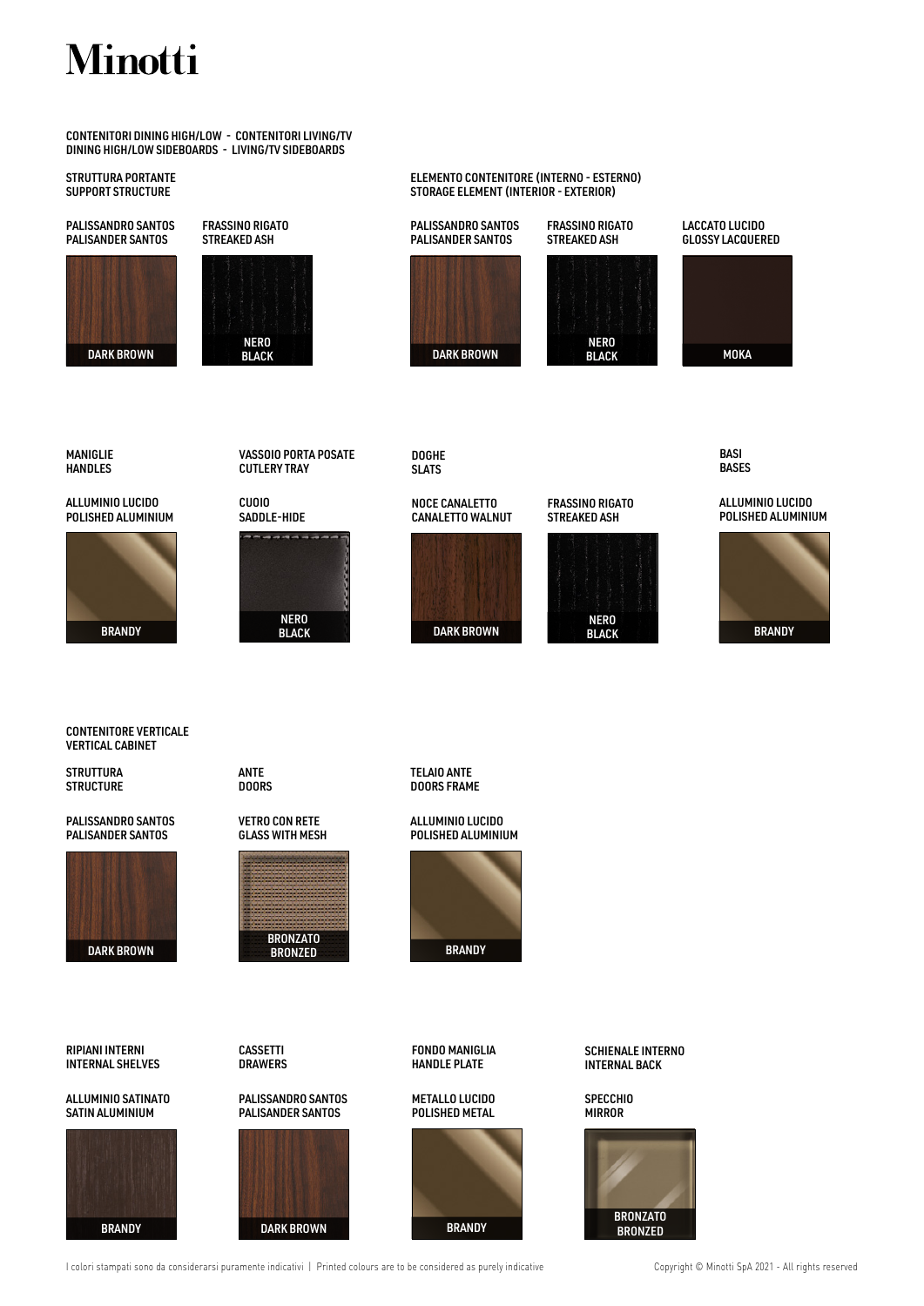# Minotti

## CONTENITORI DINING HIGH/LOW - CONTENITORI LIVING/TV
## DINING HIGH/LOW SIDEBOARDS - LIVING/TV SIDEBOARDS

### STRUTTURA PORTANTE
### SUPPORT STRUCTURE

PALISSANDRO SANTOS
PALISANDER SANTOS

DARK BROWN

FRASSINO RIGATO
STREAKED ASH

NERO
BLACK

### ELEMENTO CONTENITORE (INTERNO - ESTERNO)
### STORAGE ELEMENT (INTERIOR - EXTERIOR)

PALISSANDRO SANTOS
PALISANDER SANTOS

DARK BROWN

FRASSINO RIGATO
STREAKED ASH

NERO
BLACK

LACCATO LUCIDO
GLOSSY LACQUERED

MOKA

### MANIGLIE
### HANDLES

ALLUMINIO LUCIDO
POLISHED ALUMINIUM

BRANDY

### VASSOIO PORTA POSATE
### CUTLERY TRAY

CUOIO
SADDLE-HIDE

NERO
BLACK

### DOGHE
### SLATS

NOCE CANALETTO
CANALETTO WALNUT

DARK BROWN

FRASSINO RIGATO
STREAKED ASH

NERO
BLACK

### BASI
### BASES

ALLUMINIO LUCIDO
POLISHED ALUMINIUM

BRANDY

## CONTENITORE VERTICALE
## VERTICAL CABINET

### STRUTTURA
### STRUCTURE

PALISSANDRO SANTOS
PALISANDER SANTOS

DARK BROWN

### ANTE
### DOORS

VETRO CON RETE
GLASS WITH MESH

BRONZATO
BRONZED

### TELAIO ANTE
### DOORS FRAME

ALLUMINIO LUCIDO
POLISHED ALUMINIUM

BRANDY

### RIPIANI INTERNI
### INTERNAL SHELVES

ALLUMINIO SATINATO
SATIN ALUMINIUM

BRANDY

### CASSETTI
### DRAWERS

PALISSANDRO SANTOS
PALISANDER SANTOS

DARK BROWN

### FONDO MANIGLIA
### HANDLE PLATE

METALLO LUCIDO
POLISHED METAL

BRANDY

### SCHIENALE INTERNO
### INTERNAL BACK

SPECCHIO
MIRROR

BRONZATO
BRONZED

I colori stampati sono da considerarsi puramente indicativi | Printed colours are to be considered as purely indicative

Copyright © Minotti SpA 2021 - All rights reserved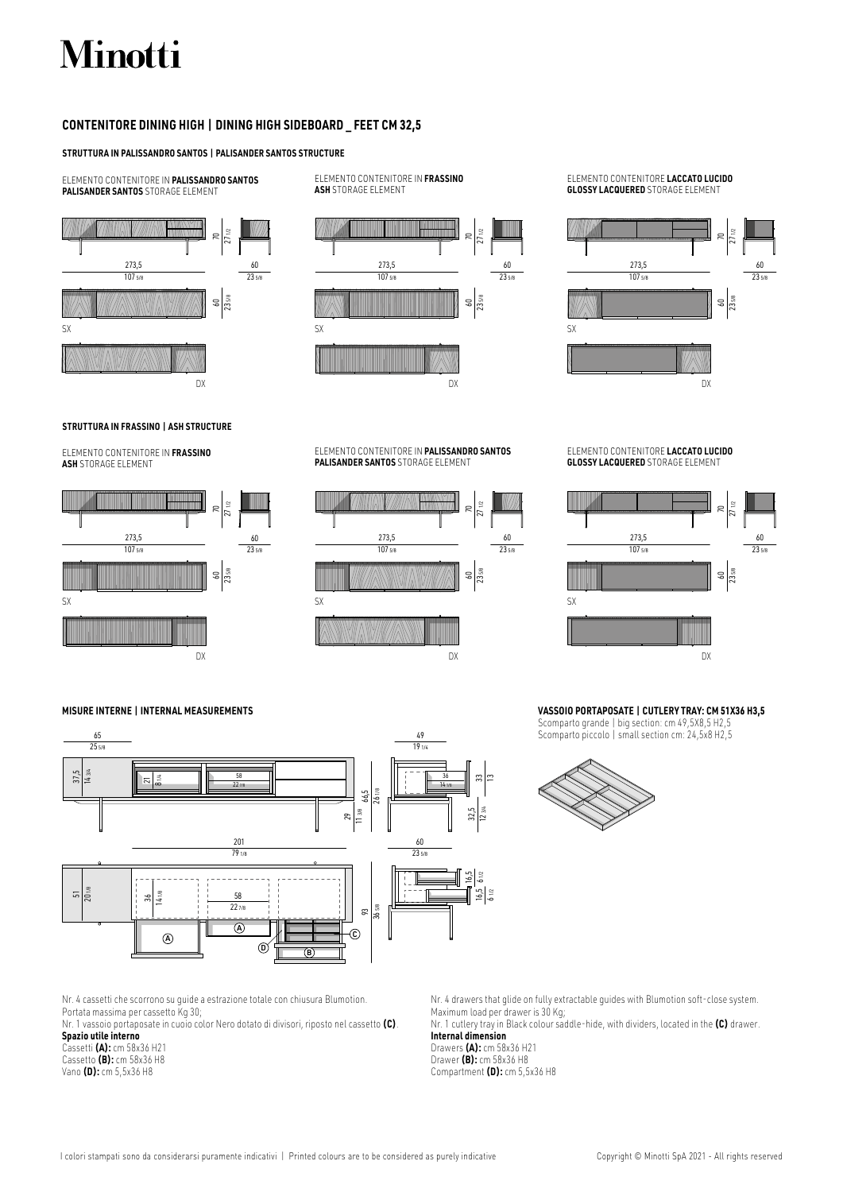# Minotti

## CONTENITORE DINING HIGH | DINING HIGH SIDEBOARD _ FEET CM 32,5

### STRUTTURA IN PALISSANDRO SANTOS | PALISANDER SANTOS STRUCTURE

ELEMENTO CONTENITORE IN **PALISSANDRO SANTOS**
**PALISANDER SANTOS** STORAGE ELEMENT

70 / 27 1/2
273,5 / 107 5/8
60 / 23 5/8
60 / 23 5/8
SX
DX

ELEMENTO CONTENITORE IN **FRASSINO**
**ASH** STORAGE ELEMENT

70 / 27 1/2
273,5 / 107 5/8
60 / 23 5/8
60 / 23 5/8
SX
DX

ELEMENTO CONTENITORE **LACCATO LUCIDO**
**GLOSSY LACQUERED** STORAGE ELEMENT

70 / 27 1/2
273,5 / 107 5/8
60 / 23 5/8
60 / 23 5/8
SX
DX

### STRUTTURA IN FRASSINO | ASH STRUCTURE

ELEMENTO CONTENITORE IN **FRASSINO**
**ASH** STORAGE ELEMENT

70 / 27 1/2
273,5 / 107 5/8
60 / 23 5/8
60 / 23 5/8
SX
DX

ELEMENTO CONTENITORE IN **PALISSANDRO SANTOS**
**PALISANDER SANTOS** STORAGE ELEMENT

70 / 27 1/2
273,5 / 107 5/8
60 / 23 5/8
60 / 23 5/8
SX
DX

ELEMENTO CONTENITORE **LACCATO LUCIDO**
**GLOSSY LACQUERED** STORAGE ELEMENT

70 / 27 1/2
273,5 / 107 5/8
60 / 23 5/8
60 / 23 5/8
SX
DX

### MISURE INTERNE | INTERNAL MEASUREMENTS

65 / 25 5/8
37,5 / 14 3/4
21 / 8 1/4
58 / 22 7/8
66,5 / 26 1/8
29 / 11 3/8
201 / 79 1/8
51 / 20 1/8
36 / 14 1/8
58 / 22 7/8
93 / 36 5/8
A, A, B, C, D

49 / 19 1/4
36 / 14 1/8
33 / 13
32,5 / 12 3/4
60 / 23 5/8
16,5 / 6 1/2
16,5 / 6 1/2

### VASSOIO PORTAPOSATE | CUTLERY TRAY: CM 51X36 H3,5

Scomparto grande | big section: cm 49,5X8,5 H2,5
Scomparto piccolo | small section cm: 24,5x8 H2,5

Nr. 4 cassetti che scorrono su guide a estrazione totale con chiusura Blumotion.
Portata massima per cassetto Kg 30;
Nr. 1 vassoio portaposate in cuoio color Nero dotato di divisori, riposto nel cassetto **(C)**.
**Spazio utile interno**
Cassetti **(A):** cm 58x36 H21
Cassetto **(B):** cm 58x36 H8
Vano **(D):** cm 5,5x36 H8

Nr. 4 drawers that glide on fully extractable guides with Blumotion soft-close system.
Maximum load per drawer is 30 Kg;
Nr. 1 cutlery tray in Black colour saddle-hide, with dividers, located in the **(C)** drawer.
**Internal dimension**
Drawers **(A):** cm 58x36 H21
Drawer **(B):** cm 58x36 H8
Compartment **(D):** cm 5,5x36 H8

I colori stampati sono da considerarsi puramente indicativi | Printed colours are to be considered as purely indicative

Copyright © Minotti SpA 2021 - All rights reserved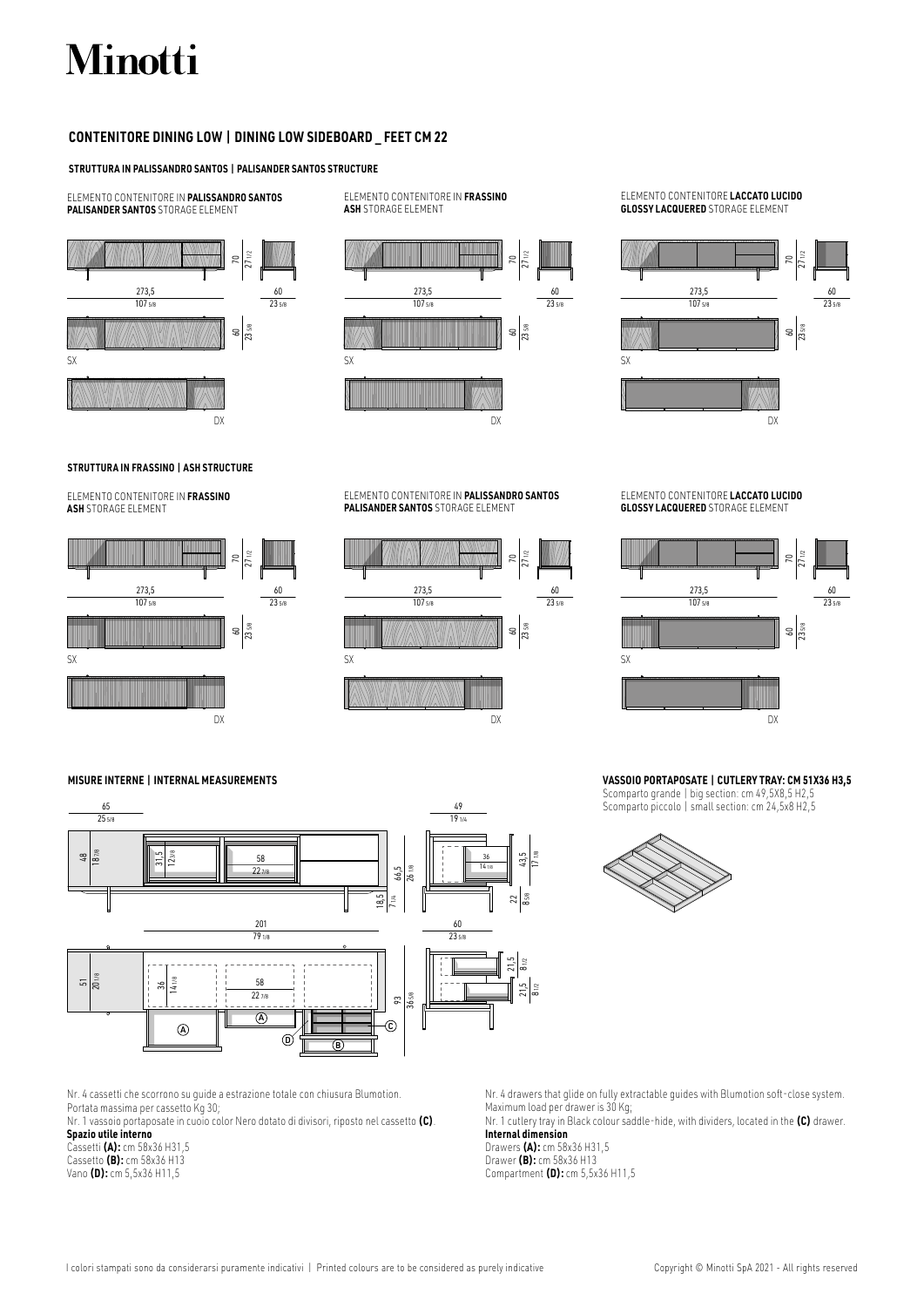# Minotti

## CONTENITORE DINING LOW | DINING LOW SIDEBOARD _ FEET CM 22

### STRUTTURA IN PALISSANDRO SANTOS | PALISANDER SANTOS STRUCTURE

ELEMENTO CONTENITORE IN **PALISSANDRO SANTOS**
**PALISANDER SANTOS** STORAGE ELEMENT

70 / 27 1/2
273,5 / 107 5/8
60 / 23 5/8
60 / 23 5/8
SX
DX

ELEMENTO CONTENITORE IN **FRASSINO**
**ASH** STORAGE ELEMENT

70 / 27 1/2
273,5 / 107 5/8
60 / 23 5/8
60 / 23 5/8
SX
DX

ELEMENTO CONTENITORE **LACCATO LUCIDO**
**GLOSSY LACQUERED** STORAGE ELEMENT

70 / 27 1/2
273,5 / 107 5/8
60 / 23 5/8
60 / 23 5/8
SX
DX

### STRUTTURA IN FRASSINO | ASH STRUCTURE

ELEMENTO CONTENITORE IN **FRASSINO**
**ASH** STORAGE ELEMENT

70 / 27 1/2
273,5 / 107 5/8
60 / 23 5/8
60 / 23 5/8
SX
DX

ELEMENTO CONTENITORE IN **PALISSANDRO SANTOS**
**PALISANDER SANTOS** STORAGE ELEMENT

70 / 27 1/2
273,5 / 107 5/8
60 / 23 5/8
60 / 23 5/8
SX
DX

ELEMENTO CONTENITORE **LACCATO LUCIDO**
**GLOSSY LACQUERED** STORAGE ELEMENT

70 / 27 1/2
273,5 / 107 5/8
60 / 23 5/8
60 / 23 5/8
SX
DX

### MISURE INTERNE | INTERNAL MEASUREMENTS

65 / 25 5/8
48 / 18 7/8
31,5 / 12 3/8
58 / 22 7/8
66,5 / 26 1/8
18,5 / 7 1/4
49 / 19 1/4
36 / 14 1/8
43,5 / 17 1/8
22 / 8 5/8
201 / 79 1/8
51 / 20 1/8
36 / 14 1/8
58 / 22 7/8
93 / 36 5/8
60 / 23 5/8
21,5 / 8 1/2
21,5 / 8 1/2
A, A, B, C, D

### VASSOIO PORTAPOSATE | CUTLERY TRAY: CM 51X36 H3,5

Scomparto grande | big section: cm 49,5X8,5 H2,5
Scomparto piccolo | small section: cm 24,5x8 H2,5

Nr. 4 cassetti che scorrono su guide a estrazione totale con chiusura Blumotion.
Portata massima per cassetto Kg 30;
Nr. 1 vassoio portaposate in cuoio color Nero dotato di divisori, riposto nel cassetto **(C)**.
**Spazio utile interno**
Cassetti **(A):** cm 58x36 H31,5
Cassetto **(B):** cm 58x36 H13
Vano **(D):** cm 5,5x36 H11,5

Nr. 4 drawers that glide on fully extractable guides with Blumotion soft-close system.
Maximum load per drawer is 30 Kg;
Nr. 1 cutlery tray in Black colour saddle-hide, with dividers, located in the **(C)** drawer.
**Internal dimension**
Drawers **(A):** cm 58x36 H31,5
Drawer **(B):** cm 58x36 H13
Compartment **(D):** cm 5,5x36 H11,5

I colori stampati sono da considerarsi puramente indicativi | Printed colours are to be considered as purely indicative

Copyright © Minotti SpA 2021 - All rights reserved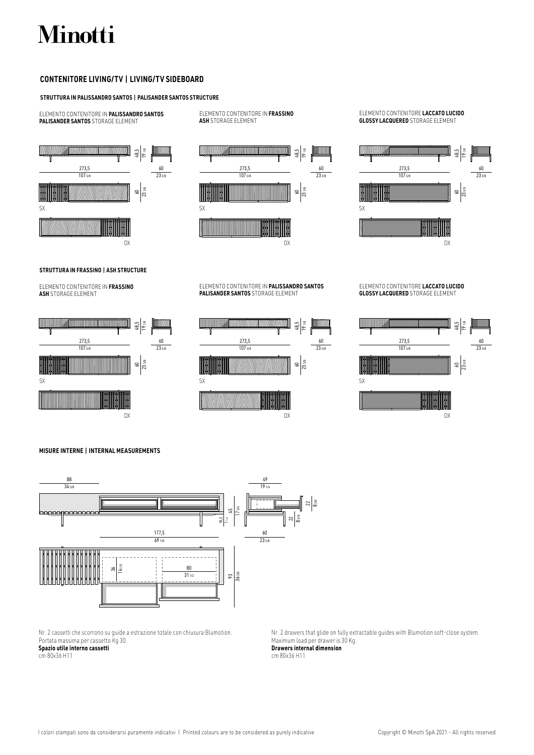# Minotti

## CONTENITORE LIVING/TV | LIVING/TV SIDEBOARD

### STRUTTURA IN PALISSANDRO SANTOS | PALISANDER SANTOS STRUCTURE

ELEMENTO CONTENITORE IN **PALISSANDRO SANTOS**
**PALISANDER SANTOS** STORAGE ELEMENT

48,5 / 19 1/8
273,5 / 107 5/8
60 / 23 5/8
60 / 23 5/8
SX
DX

ELEMENTO CONTENITORE IN **FRASSINO**
**ASH** STORAGE ELEMENT

48,5 / 19 1/8
273,5 / 107 5/8
60 / 23 5/8
60 / 23 5/8
SX
DX

ELEMENTO CONTENITORE **LACCATO LUCIDO**
**GLOSSY LACQUERED** STORAGE ELEMENT

48,5 / 19 1/8
273,5 / 107 5/8
60 / 23 5/8
60 / 23 5/8
SX
DX

### STRUTTURA IN FRASSINO | ASH STRUCTURE

ELEMENTO CONTENITORE IN **FRASSINO**
**ASH** STORAGE ELEMENT

48,5 / 19 1/8
273,5 / 107 5/8
60 / 23 5/8
60 / 23 5/8
SX
DX

ELEMENTO CONTENITORE IN **PALISSANDRO SANTOS**
**PALISANDER SANTOS** STORAGE ELEMENT

48,5 / 19 1/8
273,5 / 107 5/8
60 / 23 5/8
60 / 23 5/8
SX
DX

ELEMENTO CONTENITORE **LACCATO LUCIDO**
**GLOSSY LACQUERED** STORAGE ELEMENT

48,5 / 19 1/8
273,5 / 107 5/8
60 / 23 5/8
60 / 23 5/8
SX
DX

### MISURE INTERNE | INTERNAL MEASUREMENTS

88 / 34 5/8
45 / 17 3/4
18,5 / 7 1/4
49 / 19 1/4
22 / 8 5/8
22 / 8 5/8
177,5 / 69 7/8
60 / 23 5/8
36 / 14 1/8
80 / 31 1/2
93 / 36 5/8

Nr. 2 cassetti che scorrono su guide a estrazione totale con chiusura Blumotion.
Portata massima per cassetto Kg 30.
**Spazio utile interno cassetti**
cm 80x36 H11

Nr. 2 drawers that glide on fully extractable guides with Blumotion soft-close system.
Maximum load per drawer is 30 Kg.
**Drawers internal dimension**
cm 80x36 H11

I colori stampati sono da considerarsi puramente indicativi | Printed colours are to be considered as purely indicative

Copyright © Minotti SpA 2021 - All rights reserved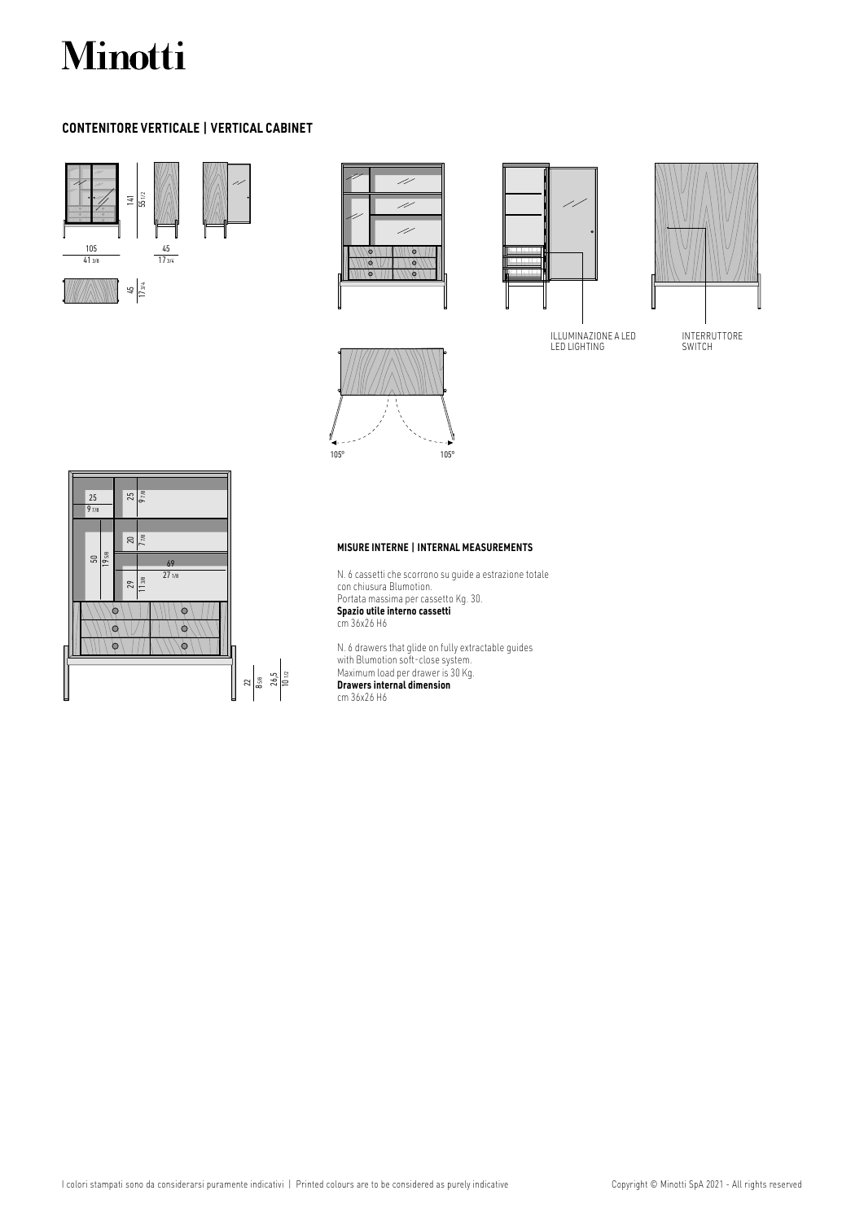# Minotti

## CONTENITORE VERTICALE | VERTICAL CABINET

141
55 1/2

105
41 3/8

45
17 3/4

45
17 3/4

ILLUMINAZIONE A LED
LED LIGHTING

INTERRUTTORE
SWITCH

105°
105°

25
9 7/8

25
9 7/8

20
7 7/8

50
19 5/8

69
27 1/8

29
11 3/8

22
8 5/8

26,5
10 1/2

### MISURE INTERNE | INTERNAL MEASUREMENTS

N. 6 cassetti che scorrono su guide a estrazione totale con chiusura Blumotion.
Portata massima per cassetto Kg. 30.
**Spazio utile interno cassetti**
cm 36x26 H6

N. 6 drawers that glide on fully extractable guides with Blumotion soft-close system.
Maximum load per drawer is 30 Kg.
**Drawers internal dimension**
cm 36x26 H6

I colori stampati sono da considerarsi puramente indicativi | Printed colours are to be considered as purely indicative

Copyright © Minotti SpA 2021 - All rights reserved